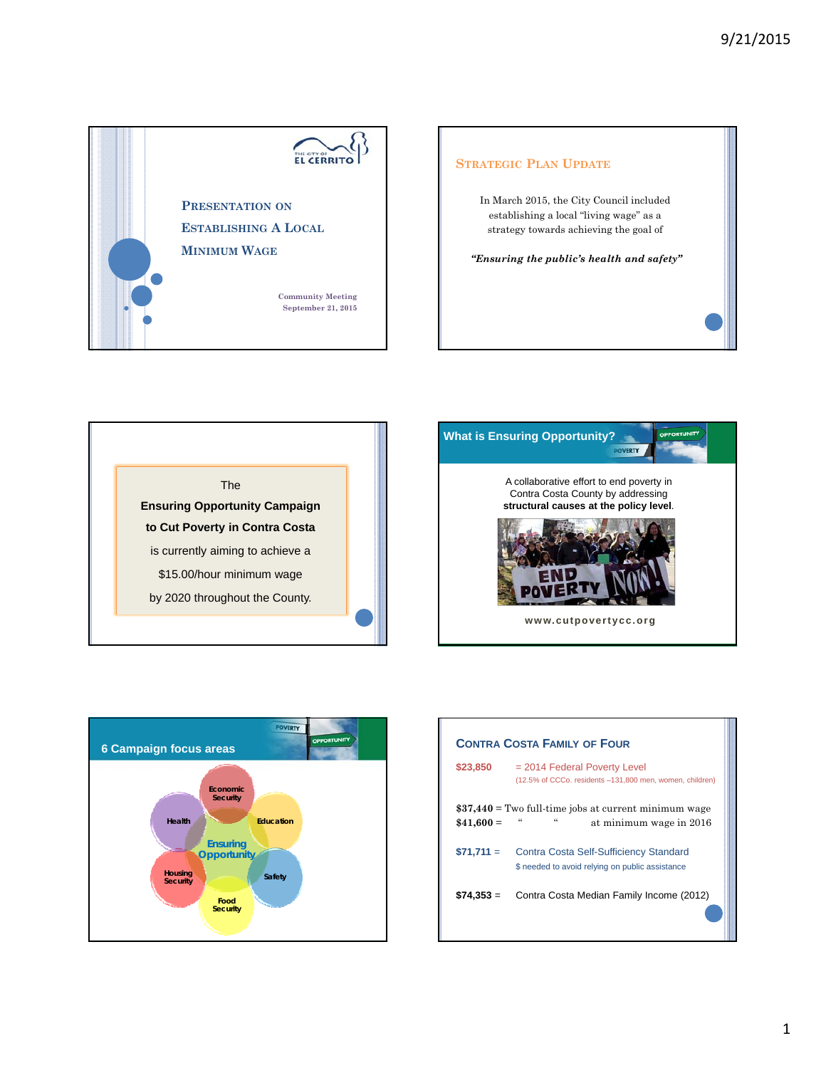## Presentation on Establishing a Local Minimum Wage

The City of El Cerrito

Community Meeting
September 21, 2015

## Strategic Plan Update

In March 2015, the City Council included establishing a local "living wage" as a strategy towards achieving the goal of

*"Ensuring the public's health and safety"*

The
**Ensuring Opportunity Campaign**
**to Cut Poverty in Contra Costa**
is currently aiming to achieve a
$15.00/hour minimum wage
by 2020 throughout the County.

## What is Ensuring Opportunity?

OPPORTUNITY
POVERTY

A collaborative effort to end poverty in Contra Costa County by addressing **structural causes at the policy level**.

END POVERTY NOW!

www.cutpovertycc.org

## 6 Campaign focus areas

POVERTY
OPPORTUNITY

Ensuring Opportunity
Economic Security
Education
Safety
Food Security
Housing Security
Health

## Contra Costa Family of Four

**$23,850** = 2014 Federal Poverty Level
(12.5% of CCCo. residents –131,800 men, women, children)

**$37,440** = Two full-time jobs at current minimum wage
**$41,600** = " " at minimum wage in 2016

**$71,711** = Contra Costa Self-Sufficiency Standard
$ needed to avoid relying on public assistance

**$74,353** = Contra Costa Median Family Income (2012)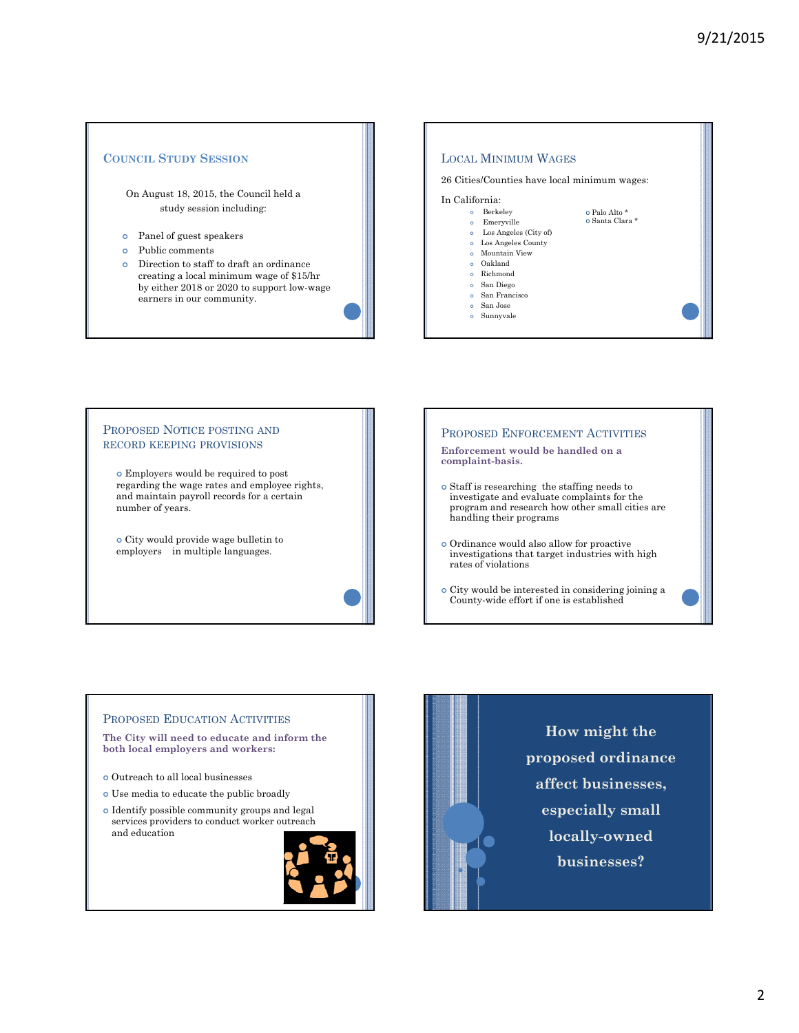## Council Study Session

On August 18, 2015, the Council held a study session including:

- Panel of guest speakers
- Public comments
- Direction to staff to draft an ordinance creating a local minimum wage of $15/hr by either 2018 or 2020 to support low-wage earners in our community.

## Local Minimum Wages

26 Cities/Counties have local minimum wages:

In California:

- Berkeley
- Emeryville
- Los Angeles (City of)
- Los Angeles County
- Mountain View
- Oakland
- Richmond
- San Diego
- San Francisco
- San Jose
- Sunnyvale
- Palo Alto *
- Santa Clara *

## Proposed Notice Posting and Record Keeping Provisions

- Employers would be required to post regarding the wage rates and employee rights, and maintain payroll records for a certain number of years.
- City would provide wage bulletin to employers in multiple languages.

## Proposed Enforcement Activities

**Enforcement would be handled on a complaint-basis.**

- Staff is researching the staffing needs to investigate and evaluate complaints for the program and research how other small cities are handling their programs
- Ordinance would also allow for proactive investigations that target industries with high rates of violations
- City would be interested in considering joining a County-wide effort if one is established

## Proposed Education Activities

**The City will need to educate and inform the both local employers and workers:**

- Outreach to all local businesses
- Use media to educate the public broadly
- Identify possible community groups and legal services providers to conduct worker outreach and education

## How might the proposed ordinance affect businesses, especially small locally-owned businesses?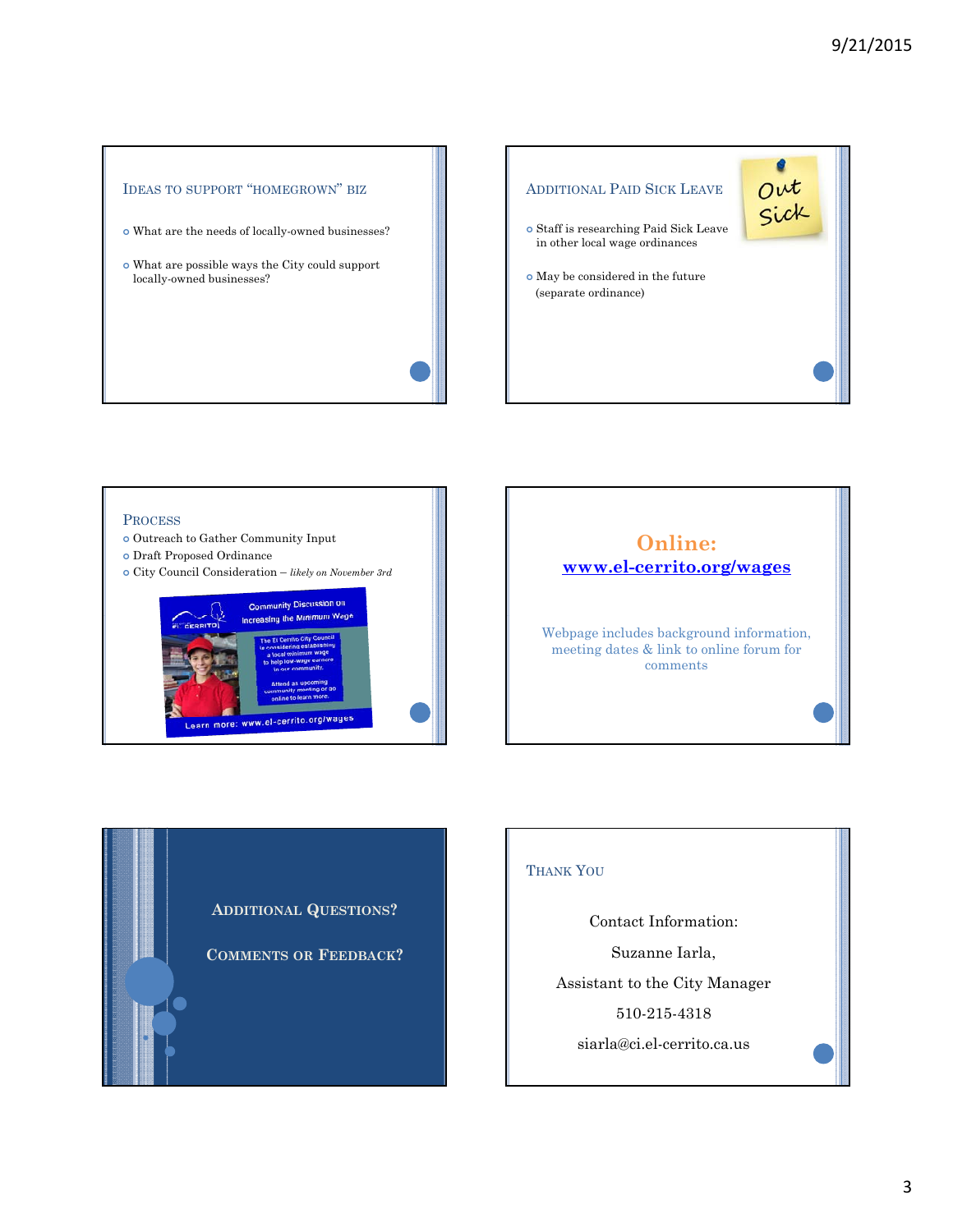## Ideas to support "homegrown" biz

- What are the needs of locally-owned businesses?
- What are possible ways the City could support locally-owned businesses?

## Additional Paid Sick Leave

Out Sick

- Staff is researching Paid Sick Leave in other local wage ordinances
- May be considered in the future (separate ordinance)

## Process

- Outreach to Gather Community Input
- Draft Proposed Ordinance
- City Council Consideration – *likely on November 3rd*

EL CERRITO

Community Discussion on Increasing the Minimum Wage

The El Cerrito City Council is considering establishing a local minimum wage to help low-wage earners in our community.

Attend an upcoming community meeting or go online to learn more.

Learn more: www.el-cerrito.org/wages

## Online:

**www.el-cerrito.org/wages**

Webpage includes background information, meeting dates & link to online forum for comments

## Additional Questions?

## Comments or Feedback?

## Thank You

Contact Information:

Suzanne Iarla,

Assistant to the City Manager

510-215-4318

siarla@ci.el-cerrito.ca.us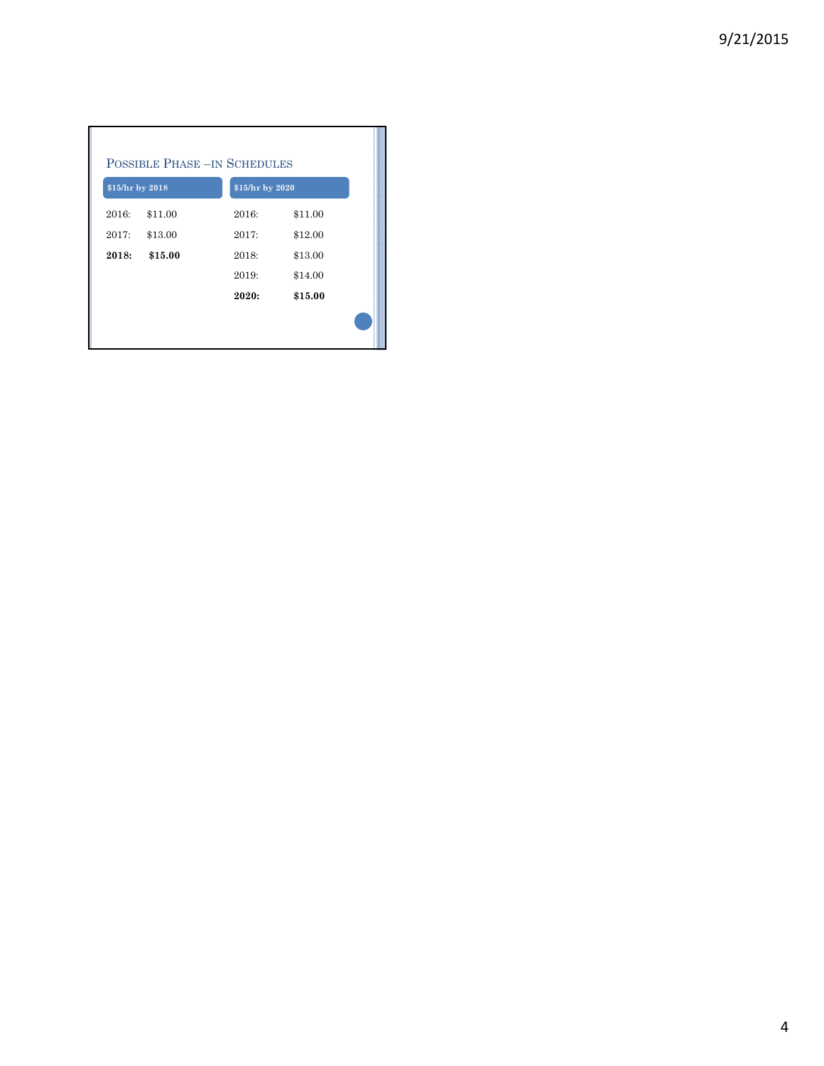## Possible Phase –in Schedules

| $15/hr by 2018 | | $15/hr by 2020 | |
|---|---|---|---|
| 2016: | $11.00 | 2016: | $11.00 |
| 2017: | $13.00 | 2017: | $12.00 |
| **2018:** | **$15.00** | 2018: | $13.00 |
| | | 2019: | $14.00 |
| | | **2020:** | **$15.00** |